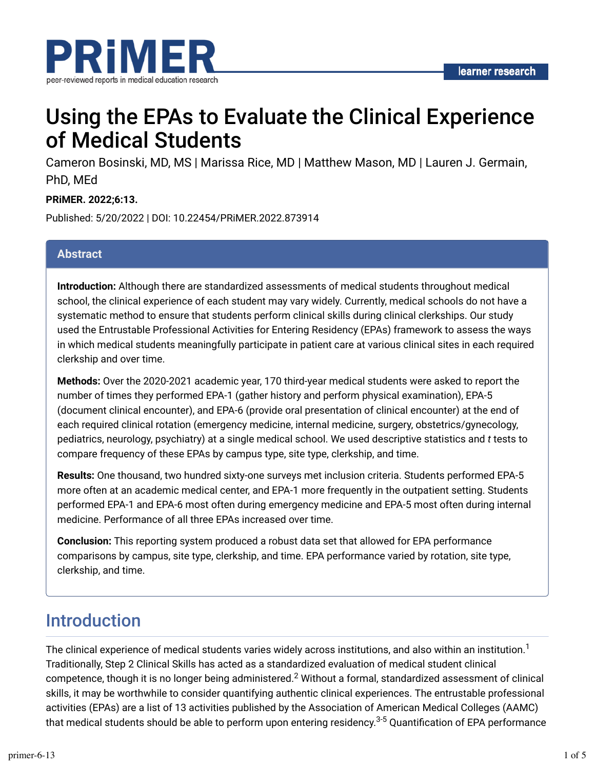# Using the EPAs to Evaluate the Clinical Experience of Medical Students

Cameron Bosinski, MD, MS | Marissa Rice, MD | Matthew Mason, MD | Lauren J. Germain, PhD, MEd

**PRiMER. 2022;6:13.**

Published: 5/20/2022 | DOI: 10.22454/PRiMER.2022.873914

## Abstract

**Introduction:** Although there are standardized assessments of medical students throughout medical school, the clinical experience of each student may vary widely. Currently, medical schools do not have a systematic method to ensure that students perform clinical skills during clinical clerkships. Our study used the Entrustable Professional Activities for Entering Residency (EPAs) framework to assess the ways in which medical students meaningfully participate in patient care at various clinical sites in each required clerkship and over time.

**Methods:** Over the 2020-2021 academic year, 170 third-year medical students were asked to report the number of times they performed EPA-1 (gather history and perform physical examination), EPA-5 (document clinical encounter), and EPA-6 (provide oral presentation of clinical encounter) at the end of each required clinical rotation (emergency medicine, internal medicine, surgery, obstetrics/gynecology, pediatrics, neurology, psychiatry) at a single medical school. We used descriptive statistics and *t* tests to compare frequency of these EPAs by campus type, site type, clerkship, and time.

**Results:** One thousand, two hundred sixty-one surveys met inclusion criteria. Students performed EPA-5 more often at an academic medical center, and EPA-1 more frequently in the outpatient setting. Students performed EPA-1 and EPA-6 most often during emergency medicine and EPA-5 most often during internal medicine. Performance of all three EPAs increased over time.

**Conclusion:** This reporting system produced a robust data set that allowed for EPA performance comparisons by campus, site type, clerkship, and time. EPA performance varied by rotation, site type, clerkship, and time.

## Introduction

The clinical experience of medical students varies widely across institutions, and also within an institution.[1] Traditionally, Step 2 Clinical Skills has acted as a standardized evaluation of medical student clinical competence, though it is no longer being administered.[2] Without a formal, standardized assessment of clinical skills, it may be worthwhile to consider quantifying authentic clinical experiences. The entrustable professional activities (EPAs) are a list of 13 activities published by the Association of American Medical Colleges (AAMC) that medical students should be able to perform upon entering residency.[3-5] Quantification of EPA performance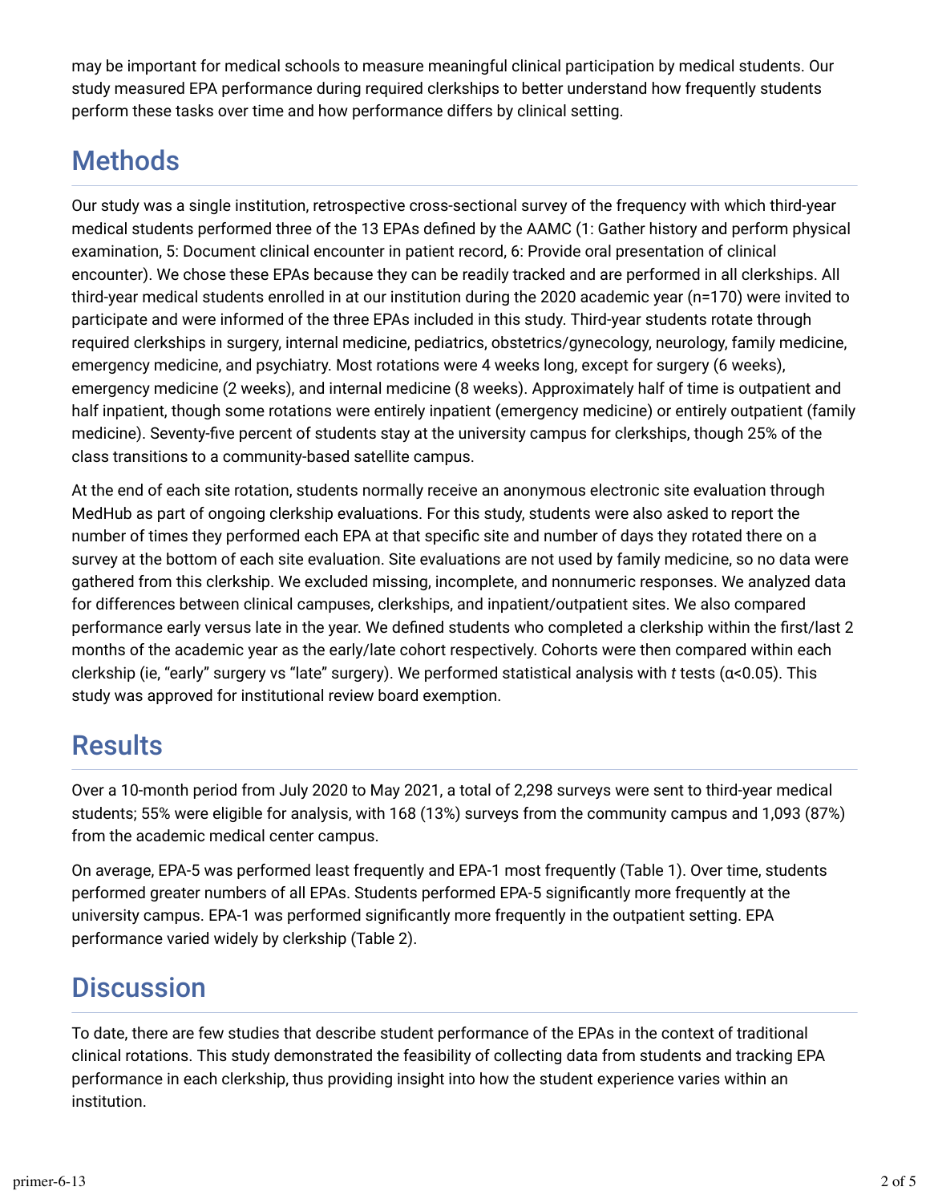may be important for medical schools to measure meaningful clinical participation by medical students. Our study measured EPA performance during required clerkships to better understand how frequently students perform these tasks over time and how performance differs by clinical setting.

## Methods

Our study was a single institution, retrospective cross-sectional survey of the frequency with which third-year medical students performed three of the 13 EPAs defined by the AAMC (1: Gather history and perform physical examination, 5: Document clinical encounter in patient record, 6: Provide oral presentation of clinical encounter). We chose these EPAs because they can be readily tracked and are performed in all clerkships. All third-year medical students enrolled in at our institution during the 2020 academic year (n=170) were invited to participate and were informed of the three EPAs included in this study. Third-year students rotate through required clerkships in surgery, internal medicine, pediatrics, obstetrics/gynecology, neurology, family medicine, emergency medicine, and psychiatry. Most rotations were 4 weeks long, except for surgery (6 weeks), emergency medicine (2 weeks), and internal medicine (8 weeks). Approximately half of time is outpatient and half inpatient, though some rotations were entirely inpatient (emergency medicine) or entirely outpatient (family medicine). Seventy-five percent of students stay at the university campus for clerkships, though 25% of the class transitions to a community-based satellite campus.

At the end of each site rotation, students normally receive an anonymous electronic site evaluation through MedHub as part of ongoing clerkship evaluations. For this study, students were also asked to report the number of times they performed each EPA at that specific site and number of days they rotated there on a survey at the bottom of each site evaluation. Site evaluations are not used by family medicine, so no data were gathered from this clerkship. We excluded missing, incomplete, and nonnumeric responses. We analyzed data for differences between clinical campuses, clerkships, and inpatient/outpatient sites. We also compared performance early versus late in the year. We defined students who completed a clerkship within the first/last 2 months of the academic year as the early/late cohort respectively. Cohorts were then compared within each clerkship (ie, "early" surgery vs "late" surgery). We performed statistical analysis with *t* tests ($\alpha<0.05$). This study was approved for institutional review board exemption.

## Results

Over a 10-month period from July 2020 to May 2021, a total of 2,298 surveys were sent to third-year medical students; 55% were eligible for analysis, with 168 (13%) surveys from the community campus and 1,093 (87%) from the academic medical center campus.

On average, EPA-5 was performed least frequently and EPA-1 most frequently (Table 1). Over time, students performed greater numbers of all EPAs. Students performed EPA-5 significantly more frequently at the university campus. EPA-1 was performed significantly more frequently in the outpatient setting. EPA performance varied widely by clerkship (Table 2).

## Discussion

To date, there are few studies that describe student performance of the EPAs in the context of traditional clinical rotations. This study demonstrated the feasibility of collecting data from students and tracking EPA performance in each clerkship, thus providing insight into how the student experience varies within an institution.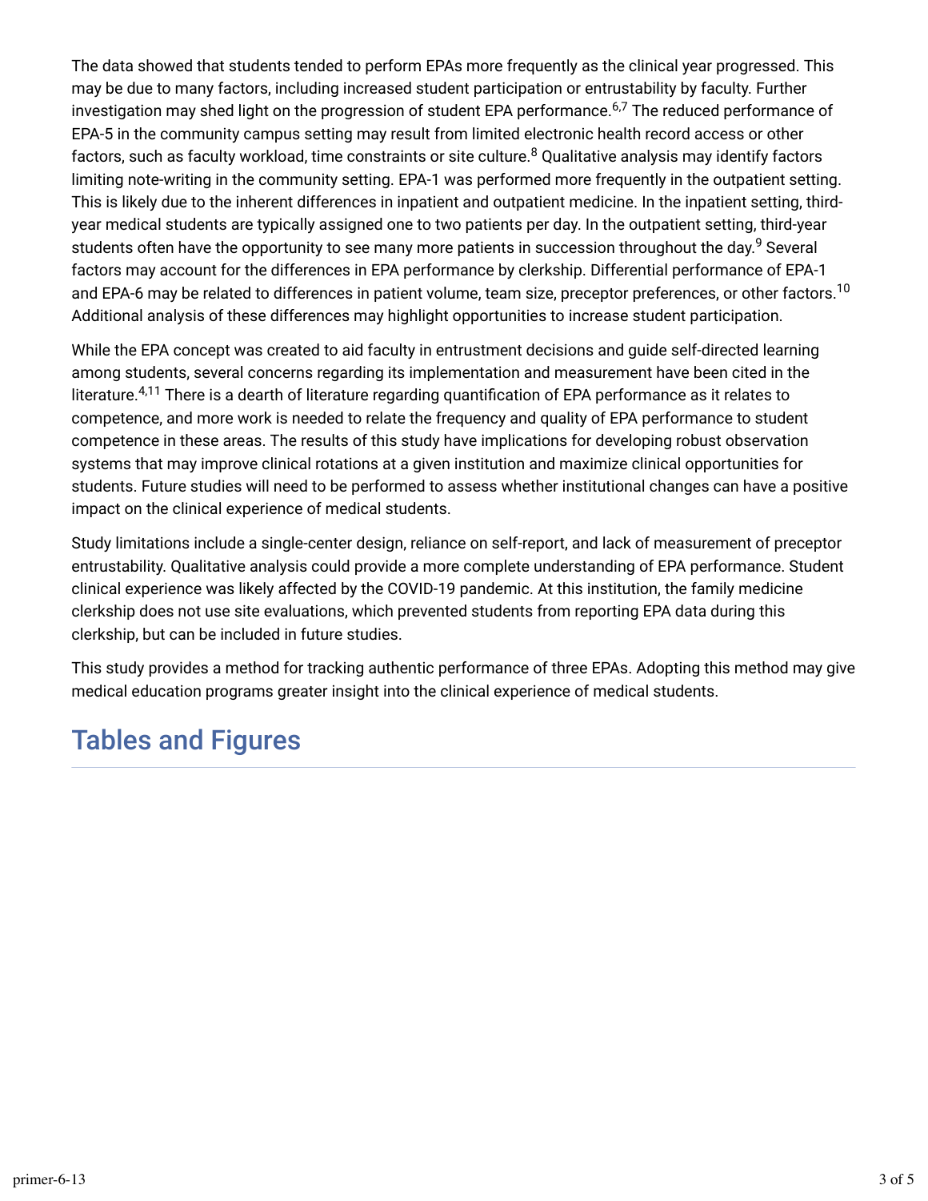The data showed that students tended to perform EPAs more frequently as the clinical year progressed. This may be due to many factors, including increased student participation or entrustability by faculty. Further investigation may shed light on the progression of student EPA performance.[6,7] The reduced performance of EPA-5 in the community campus setting may result from limited electronic health record access or other factors, such as faculty workload, time constraints or site culture.[8] Qualitative analysis may identify factors limiting note-writing in the community setting. EPA-1 was performed more frequently in the outpatient setting. This is likely due to the inherent differences in inpatient and outpatient medicine. In the inpatient setting, third-year medical students are typically assigned one to two patients per day. In the outpatient setting, third-year students often have the opportunity to see many more patients in succession throughout the day.[9] Several factors may account for the differences in EPA performance by clerkship. Differential performance of EPA-1 and EPA-6 may be related to differences in patient volume, team size, preceptor preferences, or other factors.[10] Additional analysis of these differences may highlight opportunities to increase student participation.

While the EPA concept was created to aid faculty in entrustment decisions and guide self-directed learning among students, several concerns regarding its implementation and measurement have been cited in the literature.[4,11] There is a dearth of literature regarding quantification of EPA performance as it relates to competence, and more work is needed to relate the frequency and quality of EPA performance to student competence in these areas. The results of this study have implications for developing robust observation systems that may improve clinical rotations at a given institution and maximize clinical opportunities for students. Future studies will need to be performed to assess whether institutional changes can have a positive impact on the clinical experience of medical students.

Study limitations include a single-center design, reliance on self-report, and lack of measurement of preceptor entrustability. Qualitative analysis could provide a more complete understanding of EPA performance. Student clinical experience was likely affected by the COVID-19 pandemic. At this institution, the family medicine clerkship does not use site evaluations, which prevented students from reporting EPA data during this clerkship, but can be included in future studies.

This study provides a method for tracking authentic performance of three EPAs. Adopting this method may give medical education programs greater insight into the clinical experience of medical students.

## Tables and Figures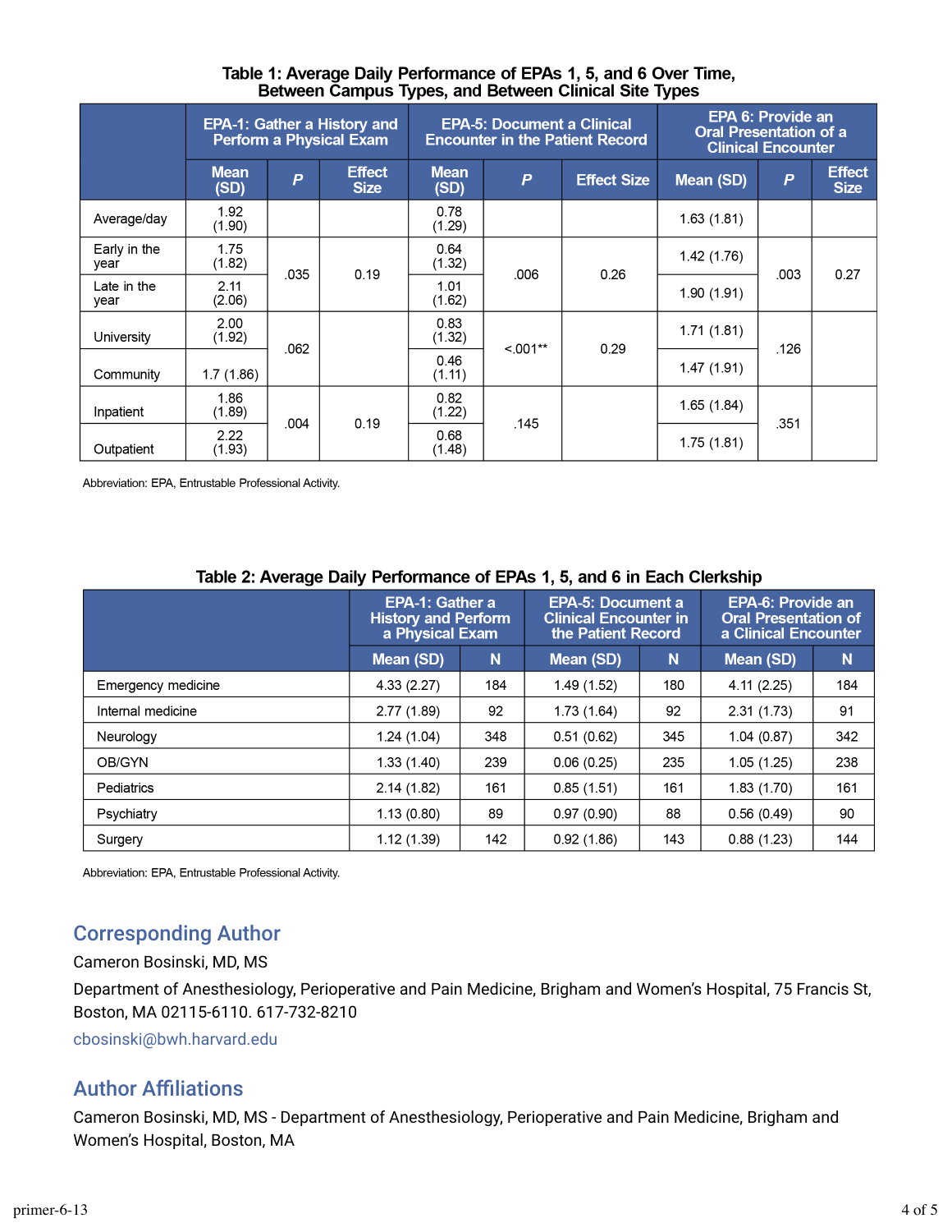**Table 1: Average Daily Performance of EPAs 1, 5, and 6 Over Time, Between Campus Types, and Between Clinical Site Types**

| | EPA-1: Gather a History and Perform a Physical Exam | | | EPA-5: Document a Clinical Encounter in the Patient Record | | | EPA 6: Provide an Oral Presentation of a Clinical Encounter | | |
|---|---|---|---|---|---|---|---|---|---|
| | Mean (SD) | *P* | Effect Size | Mean (SD) | *P* | Effect Size | Mean (SD) | *P* | Effect Size |
| Average/day | 1.92 (1.90) | | | 0.78 (1.29) | | | 1.63 (1.81) | | |
| Early in the year | 1.75 (1.82) | .035 | 0.19 | 0.64 (1.32) | .006 | 0.26 | 1.42 (1.76) | .003 | 0.27 |
| Late in the year | 2.11 (2.06) | | | 1.01 (1.62) | | | 1.90 (1.91) | | |
| University | 2.00 (1.92) | .062 | | 0.83 (1.32) | <.001** | 0.29 | 1.71 (1.81) | .126 | |
| Community | 1.7 (1.86) | | | 0.46 (1.11) | | | 1.47 (1.91) | | |
| Inpatient | 1.86 (1.89) | .004 | 0.19 | 0.82 (1.22) | .145 | | 1.65 (1.84) | .351 | |
| Outpatient | 2.22 (1.93) | | | 0.68 (1.48) | | | 1.75 (1.81) | | |

Abbreviation: EPA, Entrustable Professional Activity.

**Table 2: Average Daily Performance of EPAs 1, 5, and 6 in Each Clerkship**

| | EPA-1: Gather a History and Perform a Physical Exam | | EPA-5: Document a Clinical Encounter in the Patient Record | | EPA-6: Provide an Oral Presentation of a Clinical Encounter | |
|---|---|---|---|---|---|---|
| | Mean (SD) | N | Mean (SD) | N | Mean (SD) | N |
| Emergency medicine | 4.33 (2.27) | 184 | 1.49 (1.52) | 180 | 4.11 (2.25) | 184 |
| Internal medicine | 2.77 (1.89) | 92 | 1.73 (1.64) | 92 | 2.31 (1.73) | 91 |
| Neurology | 1.24 (1.04) | 348 | 0.51 (0.62) | 345 | 1.04 (0.87) | 342 |
| OB/GYN | 1.33 (1.40) | 239 | 0.06 (0.25) | 235 | 1.05 (1.25) | 238 |
| Pediatrics | 2.14 (1.82) | 161 | 0.85 (1.51) | 161 | 1.83 (1.70) | 161 |
| Psychiatry | 1.13 (0.80) | 89 | 0.97 (0.90) | 88 | 0.56 (0.49) | 90 |
| Surgery | 1.12 (1.39) | 142 | 0.92 (1.86) | 143 | 0.88 (1.23) | 144 |

Abbreviation: EPA, Entrustable Professional Activity.

## Corresponding Author

Cameron Bosinski, MD, MS

Department of Anesthesiology, Perioperative and Pain Medicine, Brigham and Women's Hospital, 75 Francis St, Boston, MA 02115-6110. 617-732-8210

cbosinski@bwh.harvard.edu

## Author Affiliations

Cameron Bosinski, MD, MS - Department of Anesthesiology, Perioperative and Pain Medicine, Brigham and Women's Hospital, Boston, MA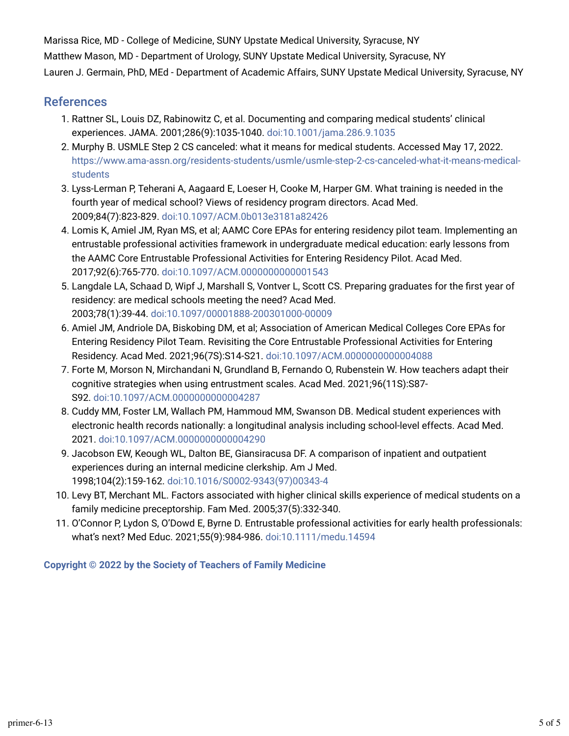Marissa Rice, MD - College of Medicine, SUNY Upstate Medical University, Syracuse, NY

Matthew Mason, MD - Department of Urology, SUNY Upstate Medical University, Syracuse, NY

Lauren J. Germain, PhD, MEd - Department of Academic Affairs, SUNY Upstate Medical University, Syracuse, NY

## References

1. Rattner SL, Louis DZ, Rabinowitz C, et al. Documenting and comparing medical students' clinical experiences. JAMA. 2001;286(9):1035-1040. doi:10.1001/jama.286.9.1035
2. Murphy B. USMLE Step 2 CS canceled: what it means for medical students. Accessed May 17, 2022. https://www.ama-assn.org/residents-students/usmle/usmle-step-2-cs-canceled-what-it-means-medical-students
3. Lyss-Lerman P, Teherani A, Aagaard E, Loeser H, Cooke M, Harper GM. What training is needed in the fourth year of medical school? Views of residency program directors. Acad Med. 2009;84(7):823-829. doi:10.1097/ACM.0b013e3181a82426
4. Lomis K, Amiel JM, Ryan MS, et al; AAMC Core EPAs for entering residency pilot team. Implementing an entrustable professional activities framework in undergraduate medical education: early lessons from the AAMC Core Entrustable Professional Activities for Entering Residency Pilot. Acad Med. 2017;92(6):765-770. doi:10.1097/ACM.0000000000001543
5. Langdale LA, Schaad D, Wipf J, Marshall S, Vontver L, Scott CS. Preparing graduates for the first year of residency: are medical schools meeting the need? Acad Med. 2003;78(1):39-44. doi:10.1097/00001888-200301000-00009
6. Amiel JM, Andriole DA, Biskobing DM, et al; Association of American Medical Colleges Core EPAs for Entering Residency Pilot Team. Revisiting the Core Entrustable Professional Activities for Entering Residency. Acad Med. 2021;96(7S):S14-S21. doi:10.1097/ACM.0000000000004088
7. Forte M, Morson N, Mirchandani N, Grundland B, Fernando O, Rubenstein W. How teachers adapt their cognitive strategies when using entrustment scales. Acad Med. 2021;96(11S):S87-S92. doi:10.1097/ACM.0000000000004287
8. Cuddy MM, Foster LM, Wallach PM, Hammoud MM, Swanson DB. Medical student experiences with electronic health records nationally: a longitudinal analysis including school-level effects. Acad Med. 2021. doi:10.1097/ACM.0000000000004290
9. Jacobson EW, Keough WL, Dalton BE, Giansiracusa DF. A comparison of inpatient and outpatient experiences during an internal medicine clerkship. Am J Med. 1998;104(2):159-162. doi:10.1016/S0002-9343(97)00343-4
10. Levy BT, Merchant ML. Factors associated with higher clinical skills experience of medical students on a family medicine preceptorship. Fam Med. 2005;37(5):332-340.
11. O'Connor P, Lydon S, O'Dowd E, Byrne D. Entrustable professional activities for early health professionals: what's next? Med Educ. 2021;55(9):984-986. doi:10.1111/medu.14594

**Copyright © 2022 by the Society of Teachers of Family Medicine**